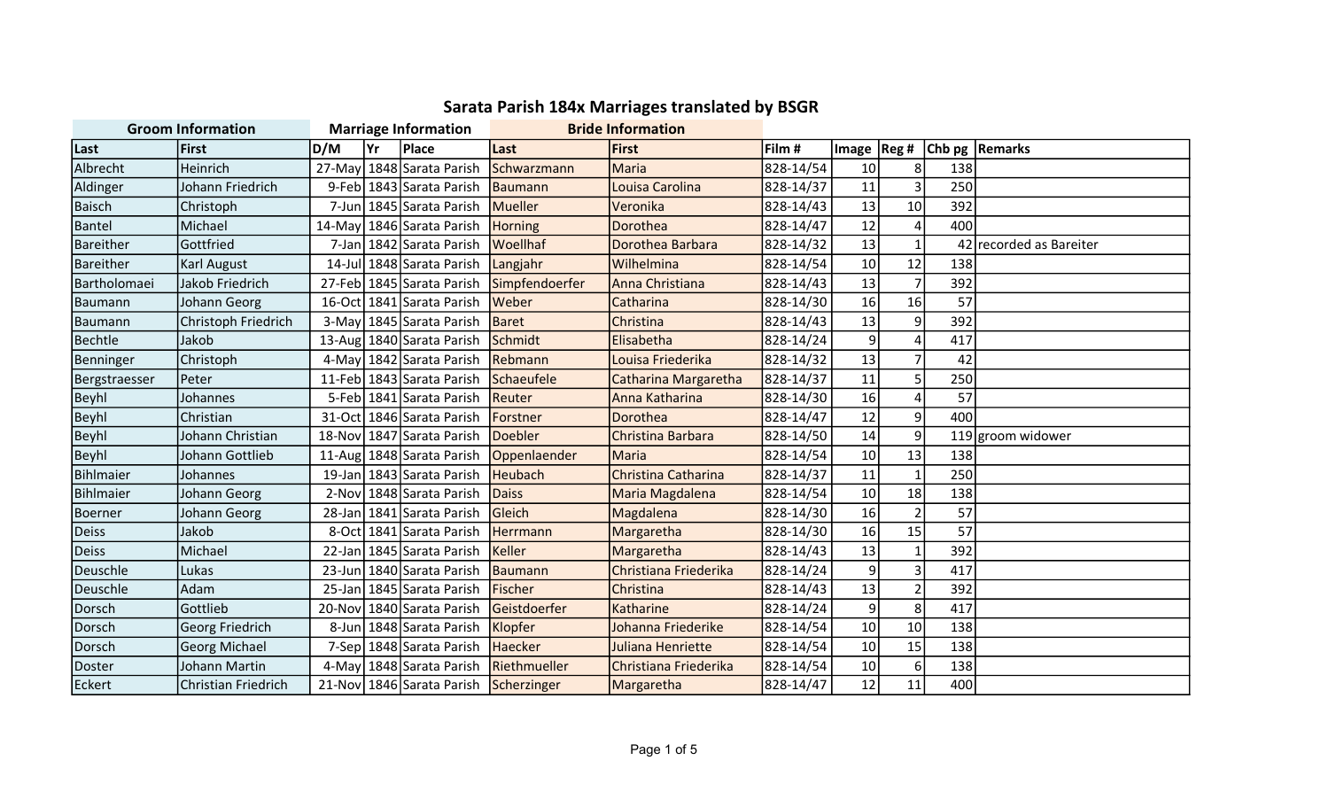# Sarata Parish 184x Marriages translated by BSGR

| Groom Information | | Marriage Information | | | Bride Information | | | | | | |
|---|---|---|---|---|---|---|---|---|---|---|---|
| Last | First | D/M | Yr | Place | Last | First | Film # | Image | Reg # | Chb pg | Remarks |
| Albrecht | Heinrich | 27-May | 1848 | Sarata Parish | Schwarzmann | Maria | 828-14/54 | 10 | 8 | 138 | |
| Aldinger | Johann Friedrich | 9-Feb | 1843 | Sarata Parish | Baumann | Louisa Carolina | 828-14/37 | 11 | 3 | 250 | |
| Baisch | Christoph | 7-Jun | 1845 | Sarata Parish | Mueller | Veronika | 828-14/43 | 13 | 10 | 392 | |
| Bantel | Michael | 14-May | 1846 | Sarata Parish | Horning | Dorothea | 828-14/47 | 12 | 4 | 400 | |
| Bareither | Gottfried | 7-Jan | 1842 | Sarata Parish | Woellhaf | Dorothea Barbara | 828-14/32 | 13 | 1 | 42 | recorded as Bareiter |
| Bareither | Karl August | 14-Jul | 1848 | Sarata Parish | Langjahr | Wilhelmina | 828-14/54 | 10 | 12 | 138 | |
| Bartholomaei | Jakob Friedrich | 27-Feb | 1845 | Sarata Parish | Simpfendoerfer | Anna Christiana | 828-14/43 | 13 | 7 | 392 | |
| Baumann | Johann Georg | 16-Oct | 1841 | Sarata Parish | Weber | Catharina | 828-14/30 | 16 | 16 | 57 | |
| Baumann | Christoph Friedrich | 3-May | 1845 | Sarata Parish | Baret | Christina | 828-14/43 | 13 | 9 | 392 | |
| Bechtle | Jakob | 13-Aug | 1840 | Sarata Parish | Schmidt | Elisabetha | 828-14/24 | 9 | 4 | 417 | |
| Benninger | Christoph | 4-May | 1842 | Sarata Parish | Rebmann | Louisa Friederika | 828-14/32 | 13 | 7 | 42 | |
| Bergstraesser | Peter | 11-Feb | 1843 | Sarata Parish | Schaeufele | Catharina Margaretha | 828-14/37 | 11 | 5 | 250 | |
| Beyhl | Johannes | 5-Feb | 1841 | Sarata Parish | Reuter | Anna Katharina | 828-14/30 | 16 | 4 | 57 | |
| Beyhl | Christian | 31-Oct | 1846 | Sarata Parish | Forstner | Dorothea | 828-14/47 | 12 | 9 | 400 | |
| Beyhl | Johann Christian | 18-Nov | 1847 | Sarata Parish | Doebler | Christina Barbara | 828-14/50 | 14 | 9 | 119 | groom widower |
| Beyhl | Johann Gottlieb | 11-Aug | 1848 | Sarata Parish | Oppenlaender | Maria | 828-14/54 | 10 | 13 | 138 | |
| Bihlmaier | Johannes | 19-Jan | 1843 | Sarata Parish | Heubach | Christina Catharina | 828-14/37 | 11 | 1 | 250 | |
| Bihlmaier | Johann Georg | 2-Nov | 1848 | Sarata Parish | Daiss | Maria Magdalena | 828-14/54 | 10 | 18 | 138 | |
| Boerner | Johann Georg | 28-Jan | 1841 | Sarata Parish | Gleich | Magdalena | 828-14/30 | 16 | 2 | 57 | |
| Deiss | Jakob | 8-Oct | 1841 | Sarata Parish | Herrmann | Margaretha | 828-14/30 | 16 | 15 | 57 | |
| Deiss | Michael | 22-Jan | 1845 | Sarata Parish | Keller | Margaretha | 828-14/43 | 13 | 1 | 392 | |
| Deuschle | Lukas | 23-Jun | 1840 | Sarata Parish | Baumann | Christiana Friederika | 828-14/24 | 9 | 3 | 417 | |
| Deuschle | Adam | 25-Jan | 1845 | Sarata Parish | Fischer | Christina | 828-14/43 | 13 | 2 | 392 | |
| Dorsch | Gottlieb | 20-Nov | 1840 | Sarata Parish | Geistdoerfer | Katharine | 828-14/24 | 9 | 8 | 417 | |
| Dorsch | Georg Friedrich | 8-Jun | 1848 | Sarata Parish | Klopfer | Johanna Friederike | 828-14/54 | 10 | 10 | 138 | |
| Dorsch | Georg Michael | 7-Sep | 1848 | Sarata Parish | Haecker | Juliana Henriette | 828-14/54 | 10 | 15 | 138 | |
| Doster | Johann Martin | 4-May | 1848 | Sarata Parish | Riethmueller | Christiana Friederika | 828-14/54 | 10 | 6 | 138 | |
| Eckert | Christian Friedrich | 21-Nov | 1846 | Sarata Parish | Scherzinger | Margaretha | 828-14/47 | 12 | 11 | 400 | |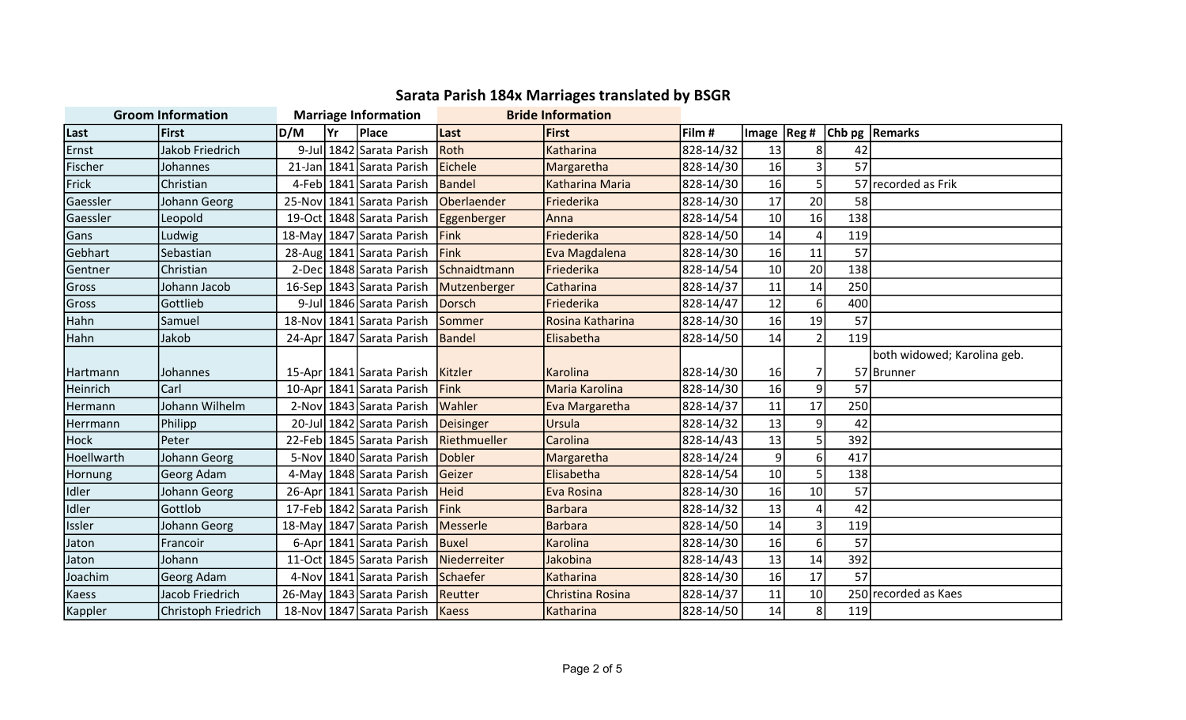# Sarata Parish 184x Marriages translated by BSGR

| Groom Information | | Marriage Information | | | Bride Information | | | | | | |
|---|---|---|---|---|---|---|---|---|---|---|---|
| Last | First | D/M | Yr | Place | Last | First | Film # | Image | Reg # | Chb pg | Remarks |
| Ernst | Jakob Friedrich | 9-Jul | 1842 | Sarata Parish | Roth | Katharina | 828-14/32 | 13 | 8 | 42 | |
| Fischer | Johannes | 21-Jan | 1841 | Sarata Parish | Eichele | Margaretha | 828-14/30 | 16 | 3 | 57 | |
| Frick | Christian | 4-Feb | 1841 | Sarata Parish | Bandel | Katharina Maria | 828-14/30 | 16 | 5 | 57 | recorded as Frik |
| Gaessler | Johann Georg | 25-Nov | 1841 | Sarata Parish | Oberlaender | Friederika | 828-14/30 | 17 | 20 | 58 | |
| Gaessler | Leopold | 19-Oct | 1848 | Sarata Parish | Eggenberger | Anna | 828-14/54 | 10 | 16 | 138 | |
| Gans | Ludwig | 18-May | 1847 | Sarata Parish | Fink | Friederika | 828-14/50 | 14 | 4 | 119 | |
| Gebhart | Sebastian | 28-Aug | 1841 | Sarata Parish | Fink | Eva Magdalena | 828-14/30 | 16 | 11 | 57 | |
| Gentner | Christian | 2-Dec | 1848 | Sarata Parish | Schnaidtmann | Friederika | 828-14/54 | 10 | 20 | 138 | |
| Gross | Johann Jacob | 16-Sep | 1843 | Sarata Parish | Mutzenberger | Catharina | 828-14/37 | 11 | 14 | 250 | |
| Gross | Gottlieb | 9-Jul | 1846 | Sarata Parish | Dorsch | Friederika | 828-14/47 | 12 | 6 | 400 | |
| Hahn | Samuel | 18-Nov | 1841 | Sarata Parish | Sommer | Rosina Katharina | 828-14/30 | 16 | 19 | 57 | |
| Hahn | Jakob | 24-Apr | 1847 | Sarata Parish | Bandel | Elisabetha | 828-14/50 | 14 | 2 | 119 | |
| Hartmann | Johannes | 15-Apr | 1841 | Sarata Parish | Kitzler | Karolina | 828-14/30 | 16 | 7 | 57 | both widowed; Karolina geb. Brunner |
| Heinrich | Carl | 10-Apr | 1841 | Sarata Parish | Fink | Maria Karolina | 828-14/30 | 16 | 9 | 57 | |
| Hermann | Johann Wilhelm | 2-Nov | 1843 | Sarata Parish | Wahler | Eva Margaretha | 828-14/37 | 11 | 17 | 250 | |
| Herrmann | Philipp | 20-Jul | 1842 | Sarata Parish | Deisinger | Ursula | 828-14/32 | 13 | 9 | 42 | |
| Hock | Peter | 22-Feb | 1845 | Sarata Parish | Riethmueller | Carolina | 828-14/43 | 13 | 5 | 392 | |
| Hoellwarth | Johann Georg | 5-Nov | 1840 | Sarata Parish | Dobler | Margaretha | 828-14/24 | 9 | 6 | 417 | |
| Hornung | Georg Adam | 4-May | 1848 | Sarata Parish | Geizer | Elisabetha | 828-14/54 | 10 | 5 | 138 | |
| Idler | Johann Georg | 26-Apr | 1841 | Sarata Parish | Heid | Eva Rosina | 828-14/30 | 16 | 10 | 57 | |
| Idler | Gottlob | 17-Feb | 1842 | Sarata Parish | Fink | Barbara | 828-14/32 | 13 | 4 | 42 | |
| Issler | Johann Georg | 18-May | 1847 | Sarata Parish | Messerle | Barbara | 828-14/50 | 14 | 3 | 119 | |
| Jaton | Francoir | 6-Apr | 1841 | Sarata Parish | Buxel | Karolina | 828-14/30 | 16 | 6 | 57 | |
| Jaton | Johann | 11-Oct | 1845 | Sarata Parish | Niederreiter | Jakobina | 828-14/43 | 13 | 14 | 392 | |
| Joachim | Georg Adam | 4-Nov | 1841 | Sarata Parish | Schaefer | Katharina | 828-14/30 | 16 | 17 | 57 | |
| Kaess | Jacob Friedrich | 26-May | 1843 | Sarata Parish | Reutter | Christina Rosina | 828-14/37 | 11 | 10 | 250 | recorded as Kaes |
| Kappler | Christoph Friedrich | 18-Nov | 1847 | Sarata Parish | Kaess | Katharina | 828-14/50 | 14 | 8 | 119 | |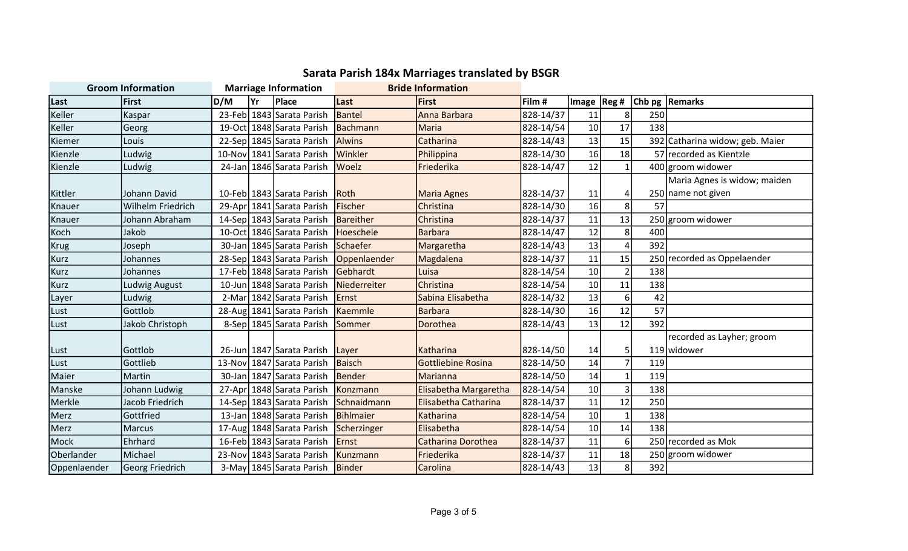# Sarata Parish 184x Marriages translated by BSGR

| Groom Information | | Marriage Information | | | Bride Information | | | | | | |
|---|---|---|---|---|---|---|---|---|---|---|---|
| Last | First | D/M | Yr | Place | Last | First | Film # | Image | Reg # | Chb pg | Remarks |
| Keller | Kaspar | 23-Feb | 1843 | Sarata Parish | Bantel | Anna Barbara | 828-14/37 | 11 | 8 | 250 | |
| Keller | Georg | 19-Oct | 1848 | Sarata Parish | Bachmann | Maria | 828-14/54 | 10 | 17 | 138 | |
| Kiemer | Louis | 22-Sep | 1845 | Sarata Parish | Alwins | Catharina | 828-14/43 | 13 | 15 | 392 | Catharina widow; geb. Maier |
| Kienzle | Ludwig | 10-Nov | 1841 | Sarata Parish | Winkler | Philippina | 828-14/30 | 16 | 18 | 57 | recorded as Kientzle |
| Kienzle | Ludwig | 24-Jan | 1846 | Sarata Parish | Woelz | Friederike | 828-14/47 | 12 | 1 | 400 | groom widower |
| Kittler | Johann David | 10-Feb | 1843 | Sarata Parish | Roth | Maria Agnes | 828-14/37 | 11 | 4 | 250 | Maria Agnes is widow; maiden name not given |
| Knauer | Wilhelm Friedrich | 29-Apr | 1841 | Sarata Parish | Fischer | Christina | 828-14/30 | 16 | 8 | 57 | |
| Knauer | Johann Abraham | 14-Sep | 1843 | Sarata Parish | Bareither | Christina | 828-14/37 | 11 | 13 | 250 | groom widower |
| Koch | Jakob | 10-Oct | 1846 | Sarata Parish | Hoeschele | Barbara | 828-14/47 | 12 | 8 | 400 | |
| Krug | Joseph | 30-Jan | 1845 | Sarata Parish | Schaefer | Margaretha | 828-14/43 | 13 | 4 | 392 | |
| Kurz | Johannes | 28-Sep | 1843 | Sarata Parish | Oppenlaender | Magdalena | 828-14/37 | 11 | 15 | 250 | recorded as Oppelaender |
| Kurz | Johannes | 17-Feb | 1848 | Sarata Parish | Gebhardt | Luisa | 828-14/54 | 10 | 2 | 138 | |
| Kurz | Ludwig August | 10-Jun | 1848 | Sarata Parish | Niederreiter | Christina | 828-14/54 | 10 | 11 | 138 | |
| Layer | Ludwig | 2-Mar | 1842 | Sarata Parish | Ernst | Sabina Elisabetha | 828-14/32 | 13 | 6 | 42 | |
| Lust | Gottlob | 28-Aug | 1841 | Sarata Parish | Kaemmle | Barbara | 828-14/30 | 16 | 12 | 57 | |
| Lust | Jakob Christoph | 8-Sep | 1845 | Sarata Parish | Sommer | Dorothea | 828-14/43 | 13 | 12 | 392 | |
| Lust | Gottlob | 26-Jun | 1847 | Sarata Parish | Layer | Katharina | 828-14/50 | 14 | 5 | 119 | recorded as Layher; groom widower |
| Lust | Gottlieb | 13-Nov | 1847 | Sarata Parish | Baisch | Gottliebine Rosina | 828-14/50 | 14 | 7 | 119 | |
| Maier | Martin | 30-Jan | 1847 | Sarata Parish | Bender | Marianna | 828-14/50 | 14 | 1 | 119 | |
| Manske | Johann Ludwig | 27-Apr | 1848 | Sarata Parish | Konzmann | Elisabetha Margaretha | 828-14/54 | 10 | 3 | 138 | |
| Merkle | Jacob Friedrich | 14-Sep | 1843 | Sarata Parish | Schnaidmann | Elisabetha Catharina | 828-14/37 | 11 | 12 | 250 | |
| Merz | Gottfried | 13-Jan | 1848 | Sarata Parish | Bihlmaier | Katharina | 828-14/54 | 10 | 1 | 138 | |
| Merz | Marcus | 17-Aug | 1848 | Sarata Parish | Scherzinger | Elisabetha | 828-14/54 | 10 | 14 | 138 | |
| Mock | Ehrhard | 16-Feb | 1843 | Sarata Parish | Ernst | Catharina Dorothea | 828-14/37 | 11 | 6 | 250 | recorded as Mok |
| Oberlander | Michael | 23-Nov | 1843 | Sarata Parish | Kunzmann | Friederika | 828-14/37 | 11 | 18 | 250 | groom widower |
| Oppenlaender | Georg Friedrich | 3-May | 1845 | Sarata Parish | Binder | Carolina | 828-14/43 | 13 | 8 | 392 | |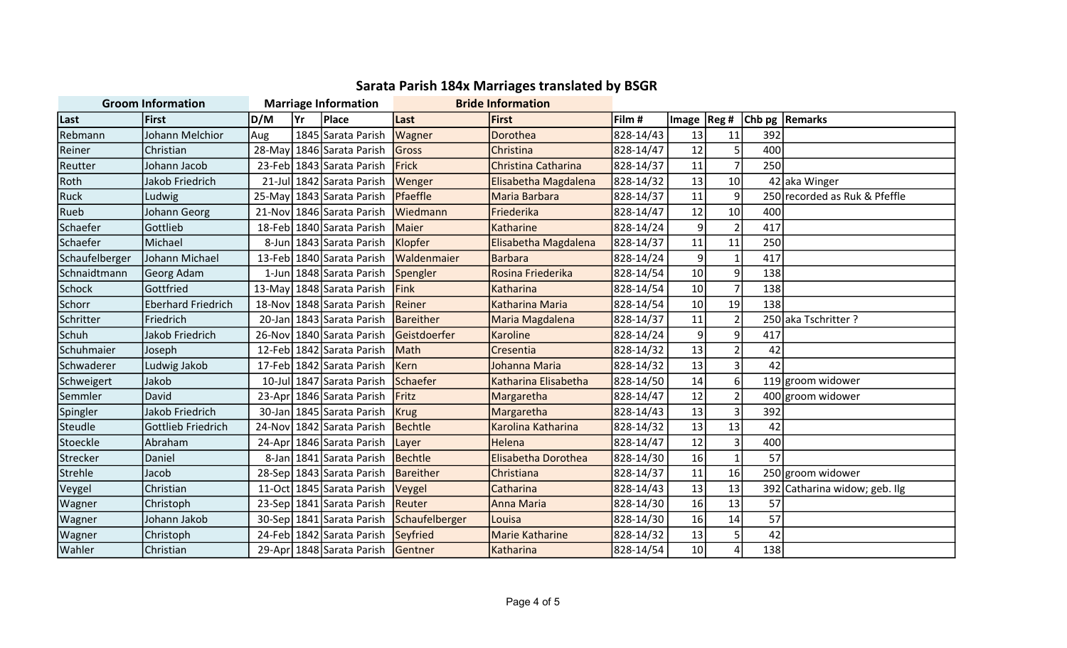# Sarata Parish 184x Marriages translated by BSGR

| Groom Information | | Marriage Information | | | Bride Information | | | | | | |
|---|---|---|---|---|---|---|---|---|---|---|---|
| Last | First | D/M | Yr | Place | Last | First | Film # | Image | Reg # | Chb pg | Remarks |
| Rebmann | Johann Melchior | Aug | 1845 | Sarata Parish | Wagner | Dorothea | 828-14/43 | 13 | 11 | 392 | |
| Reiner | Christian | 28-May | 1846 | Sarata Parish | Gross | Christina | 828-14/47 | 12 | 5 | 400 | |
| Reutter | Johann Jacob | 23-Feb | 1843 | Sarata Parish | Frick | Christina Catharina | 828-14/37 | 11 | 7 | 250 | |
| Roth | Jakob Friedrich | 21-Jul | 1842 | Sarata Parish | Wenger | Elisabetha Magdalena | 828-14/32 | 13 | 10 | 42 | aka Winger |
| Ruck | Ludwig | 25-May | 1843 | Sarata Parish | Pfaeffle | Maria Barbara | 828-14/37 | 11 | 9 | 250 | recorded as Ruk & Pfeffle |
| Rueb | Johann Georg | 21-Nov | 1846 | Sarata Parish | Wiedmann | Friederika | 828-14/47 | 12 | 10 | 400 | |
| Schaefer | Gottlieb | 18-Feb | 1840 | Sarata Parish | Maier | Katharine | 828-14/24 | 9 | 2 | 417 | |
| Schaefer | Michael | 8-Jun | 1843 | Sarata Parish | Klopfer | Elisabetha Magdalena | 828-14/37 | 11 | 11 | 250 | |
| Schaufelberger | Johann Michael | 13-Feb | 1840 | Sarata Parish | Waldenmaier | Barbara | 828-14/24 | 9 | 1 | 417 | |
| Schnaidtmann | Georg Adam | 1-Jun | 1848 | Sarata Parish | Spengler | Rosina Friederika | 828-14/54 | 10 | 9 | 138 | |
| Schock | Gottfried | 13-May | 1848 | Sarata Parish | Fink | Katharina | 828-14/54 | 10 | 7 | 138 | |
| Schorr | Eberhard Friedrich | 18-Nov | 1848 | Sarata Parish | Reiner | Katharina Maria | 828-14/54 | 10 | 19 | 138 | |
| Schritter | Friedrich | 20-Jan | 1843 | Sarata Parish | Bareither | Maria Magdalena | 828-14/37 | 11 | 2 | 250 | aka Tschritter ? |
| Schuh | Jakob Friedrich | 26-Nov | 1840 | Sarata Parish | Geistdoerfer | Karoline | 828-14/24 | 9 | 9 | 417 | |
| Schuhmaier | Joseph | 12-Feb | 1842 | Sarata Parish | Math | Cresentia | 828-14/32 | 13 | 2 | 42 | |
| Schwaderer | Ludwig Jakob | 17-Feb | 1842 | Sarata Parish | Kern | Johanna Maria | 828-14/32 | 13 | 3 | 42 | |
| Schweigert | Jakob | 10-Jul | 1847 | Sarata Parish | Schaefer | Katharina Elisabetha | 828-14/50 | 14 | 6 | 119 | groom widower |
| Semmler | David | 23-Apr | 1846 | Sarata Parish | Fritz | Margaretha | 828-14/47 | 12 | 2 | 400 | groom widower |
| Spingler | Jakob Friedrich | 30-Jan | 1845 | Sarata Parish | Krug | Margaretha | 828-14/43 | 13 | 3 | 392 | |
| Steudle | Gottlieb Friedrich | 24-Nov | 1842 | Sarata Parish | Bechtle | Karolina Katharina | 828-14/32 | 13 | 13 | 42 | |
| Stoeckle | Abraham | 24-Apr | 1846 | Sarata Parish | Layer | Helena | 828-14/47 | 12 | 3 | 400 | |
| Strecker | Daniel | 8-Jan | 1841 | Sarata Parish | Bechtle | Elisabetha Dorothea | 828-14/30 | 16 | 1 | 57 | |
| Strehle | Jacob | 28-Sep | 1843 | Sarata Parish | Bareither | Christiana | 828-14/37 | 11 | 16 | 250 | groom widower |
| Veygel | Christian | 11-Oct | 1845 | Sarata Parish | Veygel | Catharina | 828-14/43 | 13 | 13 | 392 | Catharina widow; geb. Ilg |
| Wagner | Christoph | 23-Sep | 1841 | Sarata Parish | Reuter | Anna Maria | 828-14/30 | 16 | 13 | 57 | |
| Wagner | Johann Jakob | 30-Sep | 1841 | Sarata Parish | Schaufelberger | Louisa | 828-14/30 | 16 | 14 | 57 | |
| Wagner | Christoph | 24-Feb | 1842 | Sarata Parish | Seyfried | Marie Katharine | 828-14/32 | 13 | 5 | 42 | |
| Wahler | Christian | 29-Apr | 1848 | Sarata Parish | Gentner | Katharina | 828-14/54 | 10 | 4 | 138 | |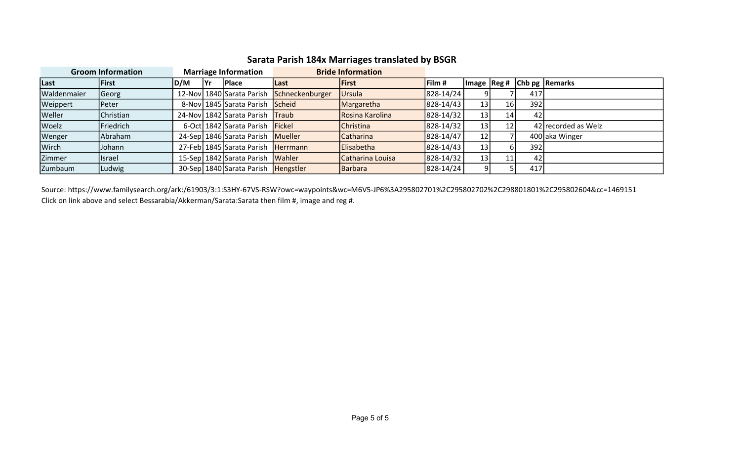## Sarata Parish 184x Marriages translated by BSGR

| Groom Information | | Marriage Information | | | Bride Information | | | | | | |
|---|---|---|---|---|---|---|---|---|---|---|---|
| Last | First | D/M | Yr | Place | Last | First | Film # | Image | Reg # | Chb pg | Remarks |
| Waldenmaier | Georg | 12-Nov | 1840 | Sarata Parish | Schneckenburger | Ursula | 828-14/24 | 9 | 7 | 417 | |
| Weippert | Peter | 8-Nov | 1845 | Sarata Parish | Scheid | Margaretha | 828-14/43 | 13 | 16 | 392 | |
| Weller | Christian | 24-Nov | 1842 | Sarata Parish | Traub | Rosina Karolina | 828-14/32 | 13 | 14 | 42 | |
| Woelz | Friedrich | 6-Oct | 1842 | Sarata Parish | Fickel | Christina | 828-14/32 | 13 | 12 | 42 | recorded as Welz |
| Wenger | Abraham | 24-Sep | 1846 | Sarata Parish | Mueller | Catharina | 828-14/47 | 12 | 7 | 400 | aka Winger |
| Wirch | Johann | 27-Feb | 1845 | Sarata Parish | Herrmann | Elisabetha | 828-14/43 | 13 | 6 | 392 | |
| Zimmer | Israel | 15-Sep | 1842 | Sarata Parish | Wahler | Catharina Louisa | 828-14/32 | 13 | 11 | 42 | |
| Zumbaum | Ludwig | 30-Sep | 1840 | Sarata Parish | Hengstler | Barbara | 828-14/24 | 9 | 5 | 417 | |

Source: https://www.familysearch.org/ark:/61903/3:1:S3HY-67VS-RSW?owc=waypoints&wc=M6V5-JP6%3A295802701%2C295802702%2C298801801%2C295802604&cc=1469151

Click on link above and select Bessarabia/Akkerman/Sarata:Sarata then film #, image and reg #.